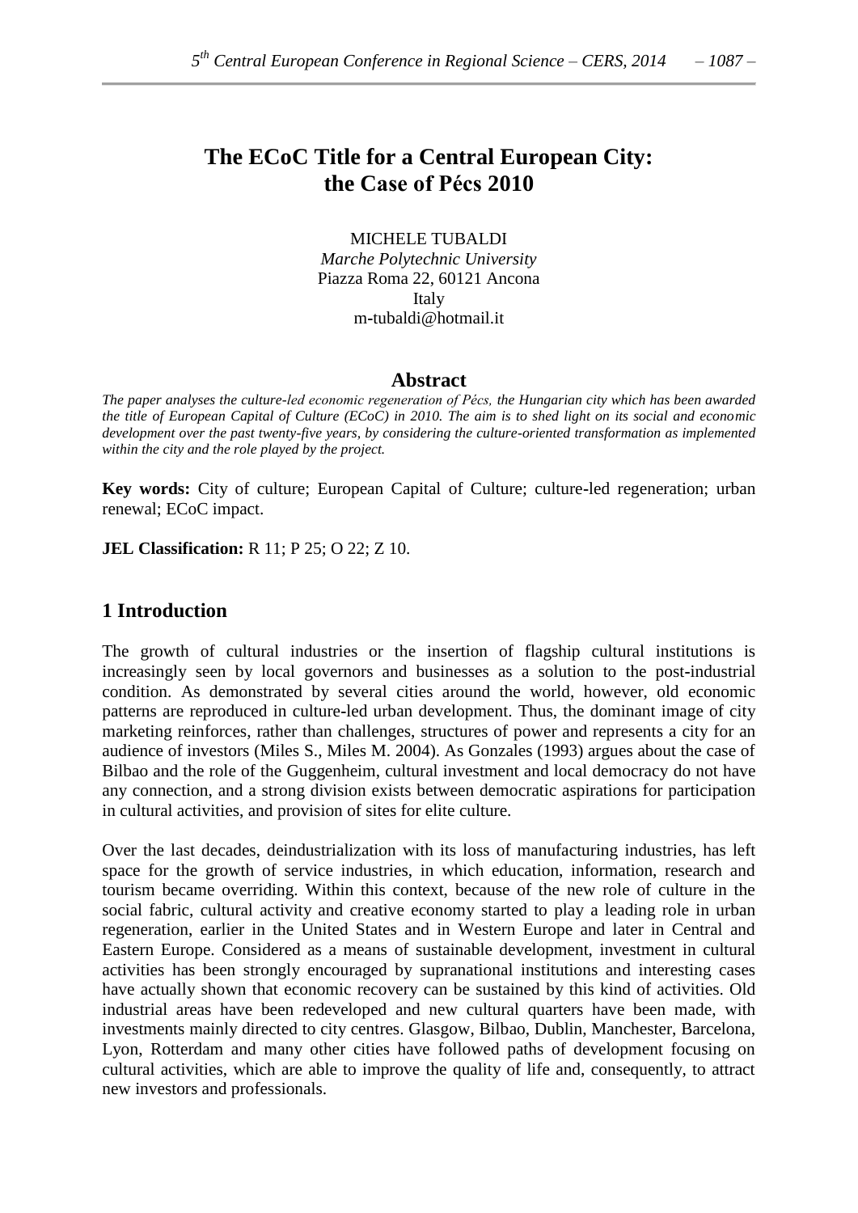# The ECoC Title for a Central European City: the Case of Pécs 2010

MICHELE TUBALDI
*Marche Polytechnic University*
Piazza Roma 22, 60121 Ancona
Italy
m-tubaldi@hotmail.it

## Abstract

*The paper analyses the culture-led economic regeneration of Pécs, the Hungarian city which has been awarded the title of European Capital of Culture (ECoC) in 2010. The aim is to shed light on its social and economic development over the past twenty-five years, by considering the culture-oriented transformation as implemented within the city and the role played by the project.*

**Key words:** City of culture; European Capital of Culture; culture-led regeneration; urban renewal; ECoC impact.

**JEL Classification:** R 11; P 25; O 22; Z 10.

## 1 Introduction

The growth of cultural industries or the insertion of flagship cultural institutions is increasingly seen by local governors and businesses as a solution to the post-industrial condition. As demonstrated by several cities around the world, however, old economic patterns are reproduced in culture-led urban development. Thus, the dominant image of city marketing reinforces, rather than challenges, structures of power and represents a city for an audience of investors (Miles S., Miles M. 2004). As Gonzales (1993) argues about the case of Bilbao and the role of the Guggenheim, cultural investment and local democracy do not have any connection, and a strong division exists between democratic aspirations for participation in cultural activities, and provision of sites for elite culture.

Over the last decades, deindustrialization with its loss of manufacturing industries, has left space for the growth of service industries, in which education, information, research and tourism became overriding. Within this context, because of the new role of culture in the social fabric, cultural activity and creative economy started to play a leading role in urban regeneration, earlier in the United States and in Western Europe and later in Central and Eastern Europe. Considered as a means of sustainable development, investment in cultural activities has been strongly encouraged by supranational institutions and interesting cases have actually shown that economic recovery can be sustained by this kind of activities. Old industrial areas have been redeveloped and new cultural quarters have been made, with investments mainly directed to city centres. Glasgow, Bilbao, Dublin, Manchester, Barcelona, Lyon, Rotterdam and many other cities have followed paths of development focusing on cultural activities, which are able to improve the quality of life and, consequently, to attract new investors and professionals.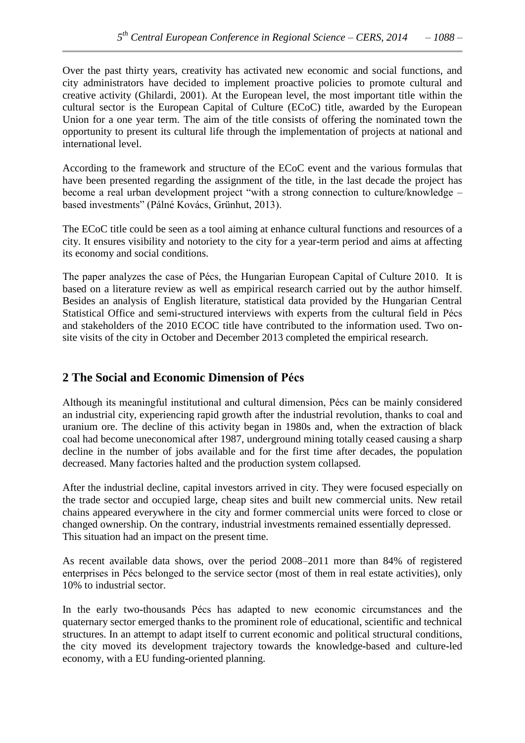Over the past thirty years, creativity has activated new economic and social functions, and city administrators have decided to implement proactive policies to promote cultural and creative activity (Ghilardi, 2001). At the European level, the most important title within the cultural sector is the European Capital of Culture (ECoC) title, awarded by the European Union for a one year term. The aim of the title consists of offering the nominated town the opportunity to present its cultural life through the implementation of projects at national and international level.

According to the framework and structure of the ECoC event and the various formulas that have been presented regarding the assignment of the title, in the last decade the project has become a real urban development project "with a strong connection to culture/knowledge – based investments" (Pálné Kovács, Grünhut, 2013).

The ECoC title could be seen as a tool aiming at enhance cultural functions and resources of a city. It ensures visibility and notoriety to the city for a year-term period and aims at affecting its economy and social conditions.

The paper analyzes the case of Pécs, the Hungarian European Capital of Culture 2010. It is based on a literature review as well as empirical research carried out by the author himself. Besides an analysis of English literature, statistical data provided by the Hungarian Central Statistical Office and semi-structured interviews with experts from the cultural field in Pécs and stakeholders of the 2010 ECOC title have contributed to the information used. Two on-site visits of the city in October and December 2013 completed the empirical research.

## 2 The Social and Economic Dimension of Pécs

Although its meaningful institutional and cultural dimension, Pécs can be mainly considered an industrial city, experiencing rapid growth after the industrial revolution, thanks to coal and uranium ore. The decline of this activity began in 1980s and, when the extraction of black coal had become uneconomical after 1987, underground mining totally ceased causing a sharp decline in the number of jobs available and for the first time after decades, the population decreased. Many factories halted and the production system collapsed.

After the industrial decline, capital investors arrived in city. They were focused especially on the trade sector and occupied large, cheap sites and built new commercial units. New retail chains appeared everywhere in the city and former commercial units were forced to close or changed ownership. On the contrary, industrial investments remained essentially depressed. This situation had an impact on the present time.

As recent available data shows, over the period 2008–2011 more than 84% of registered enterprises in Pécs belonged to the service sector (most of them in real estate activities), only 10% to industrial sector.

In the early two-thousands Pécs has adapted to new economic circumstances and the quaternary sector emerged thanks to the prominent role of educational, scientific and technical structures. In an attempt to adapt itself to current economic and political structural conditions, the city moved its development trajectory towards the knowledge-based and culture-led economy, with a EU funding-oriented planning.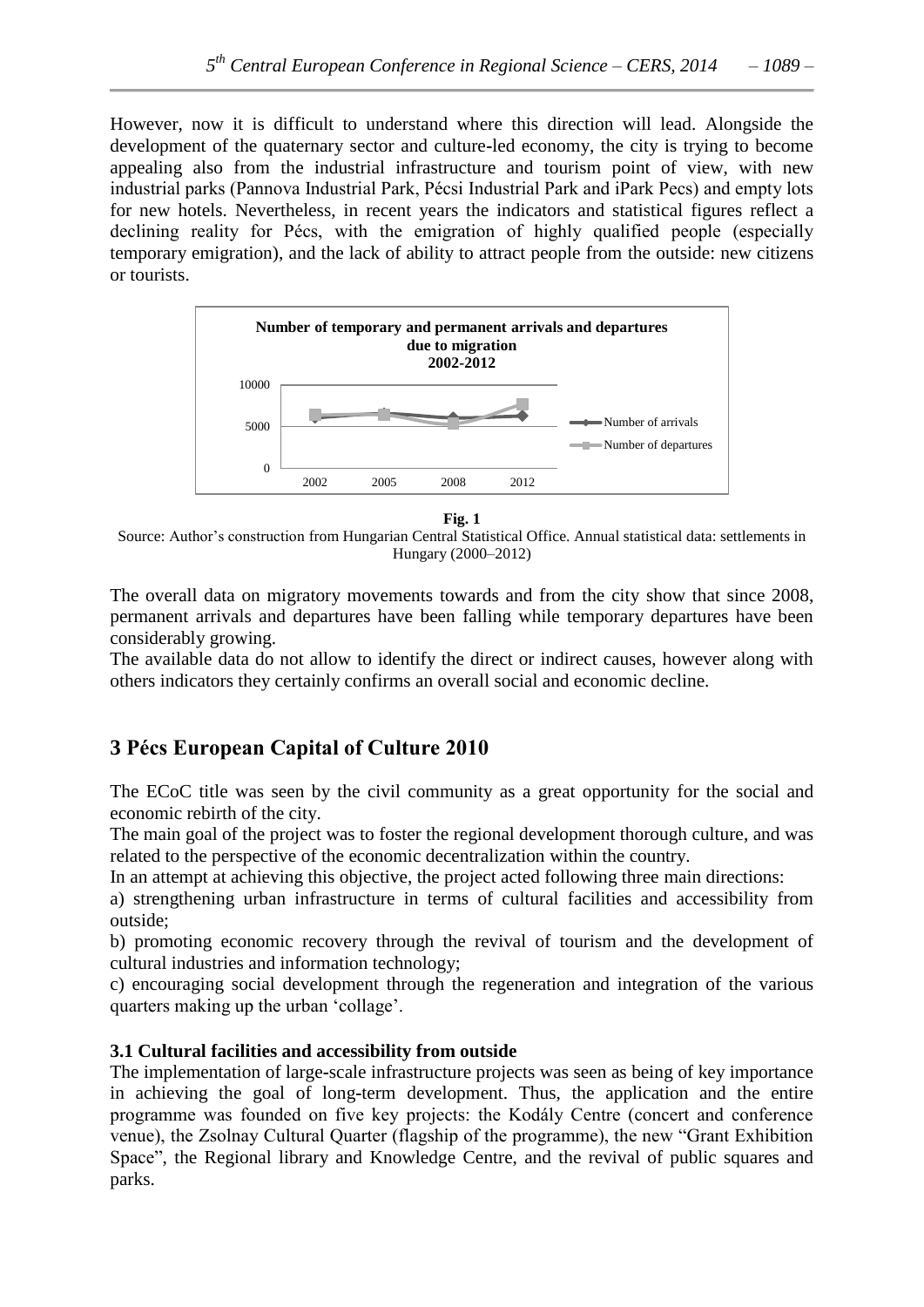However, now it is difficult to understand where this direction will lead. Alongside the development of the quaternary sector and culture-led economy, the city is trying to become appealing also from the industrial infrastructure and tourism point of view, with new industrial parks (Pannova Industrial Park, Pécsi Industrial Park and iPark Pecs) and empty lots for new hotels. Nevertheless, in recent years the indicators and statistical figures reflect a declining reality for Pécs, with the emigration of highly qualified people (especially temporary emigration), and the lack of ability to attract people from the outside: new citizens or tourists.

**Fig. 1**

Source: Author's construction from Hungarian Central Statistical Office. Annual statistical data: settlements in Hungary (2000–2012)

The overall data on migratory movements towards and from the city show that since 2008, permanent arrivals and departures have been falling while temporary departures have been considerably growing.

The available data do not allow to identify the direct or indirect causes, however along with others indicators they certainly confirms an overall social and economic decline.

## 3 Pécs European Capital of Culture 2010

The ECoC title was seen by the civil community as a great opportunity for the social and economic rebirth of the city.

The main goal of the project was to foster the regional development thorough culture, and was related to the perspective of the economic decentralization within the country.

In an attempt at achieving this objective, the project acted following three main directions:

a) strengthening urban infrastructure in terms of cultural facilities and accessibility from outside;

b) promoting economic recovery through the revival of tourism and the development of cultural industries and information technology;

c) encouraging social development through the regeneration and integration of the various quarters making up the urban 'collage'.

### 3.1 Cultural facilities and accessibility from outside

The implementation of large-scale infrastructure projects was seen as being of key importance in achieving the goal of long-term development. Thus, the application and the entire programme was founded on five key projects: the Kodály Centre (concert and conference venue), the Zsolnay Cultural Quarter (flagship of the programme), the new "Grant Exhibition Space", the Regional library and Knowledge Centre, and the revival of public squares and parks.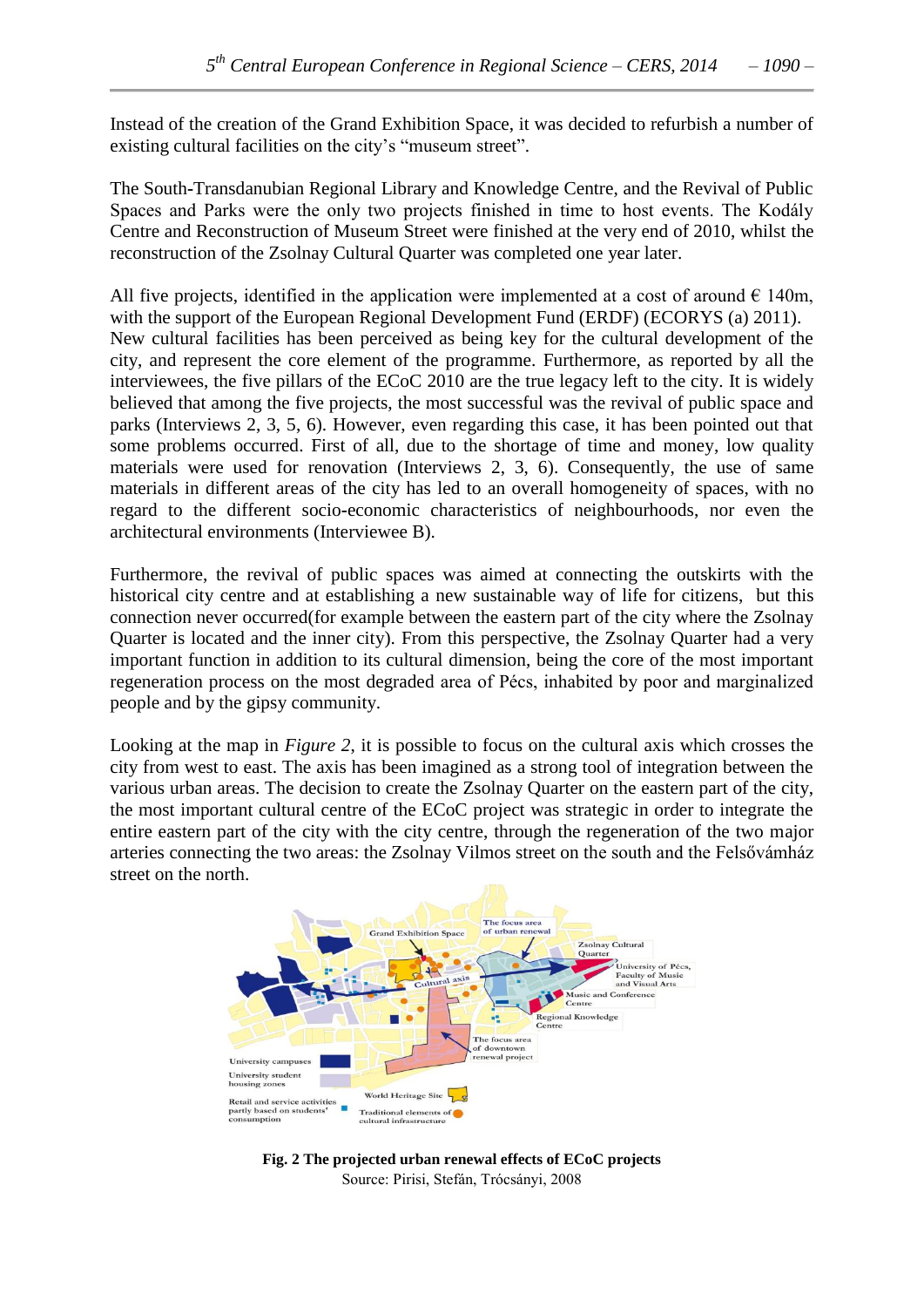Instead of the creation of the Grand Exhibition Space, it was decided to refurbish a number of existing cultural facilities on the city's "museum street".

The South-Transdanubian Regional Library and Knowledge Centre, and the Revival of Public Spaces and Parks were the only two projects finished in time to host events. The Kodály Centre and Reconstruction of Museum Street were finished at the very end of 2010, whilst the reconstruction of the Zsolnay Cultural Quarter was completed one year later.

All five projects, identified in the application were implemented at a cost of around € 140m, with the support of the European Regional Development Fund (ERDF) (ECORYS (a) 2011). New cultural facilities has been perceived as being key for the cultural development of the city, and represent the core element of the programme. Furthermore, as reported by all the interviewees, the five pillars of the ECoC 2010 are the true legacy left to the city. It is widely believed that among the five projects, the most successful was the revival of public space and parks (Interviews 2, 3, 5, 6). However, even regarding this case, it has been pointed out that some problems occurred. First of all, due to the shortage of time and money, low quality materials were used for renovation (Interviews 2, 3, 6). Consequently, the use of same materials in different areas of the city has led to an overall homogeneity of spaces, with no regard to the different socio-economic characteristics of neighbourhoods, nor even the architectural environments (Interviewee B).

Furthermore, the revival of public spaces was aimed at connecting the outskirts with the historical city centre and at establishing a new sustainable way of life for citizens, but this connection never occurred(for example between the eastern part of the city where the Zsolnay Quarter is located and the inner city). From this perspective, the Zsolnay Quarter had a very important function in addition to its cultural dimension, being the core of the most important regeneration process on the most degraded area of Pécs, inhabited by poor and marginalized people and by the gipsy community.

Looking at the map in *Figure 2*, it is possible to focus on the cultural axis which crosses the city from west to east. The axis has been imagined as a strong tool of integration between the various urban areas. The decision to create the Zsolnay Quarter on the eastern part of the city, the most important cultural centre of the ECoC project was strategic in order to integrate the entire eastern part of the city with the city centre, through the regeneration of the two major arteries connecting the two areas: the Zsolnay Vilmos street on the south and the Felsővámház street on the north.

**Fig. 2 The projected urban renewal effects of ECoC projects**

Source: Pirisi, Stefán, Trócsányi, 2008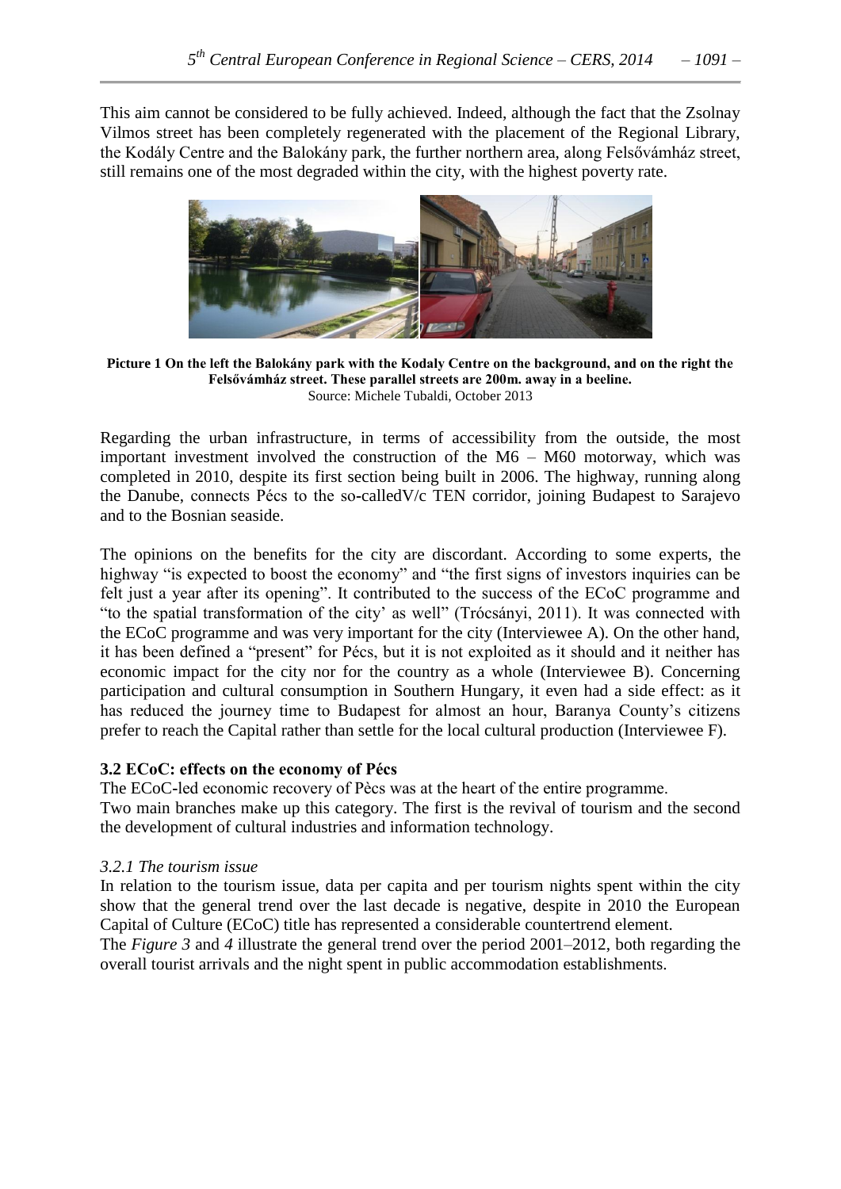This aim cannot be considered to be fully achieved. Indeed, although the fact that the Zsolnay Vilmos street has been completely regenerated with the placement of the Regional Library, the Kodály Centre and the Balokány park, the further northern area, along Felsővámház street, still remains one of the most degraded within the city, with the highest poverty rate.

**Picture 1 On the left the Balokány park with the Kodaly Centre on the background, and on the right the Felsővámház street. These parallel streets are 200m. away in a beeline.**
Source: Michele Tubaldi, October 2013

Regarding the urban infrastructure, in terms of accessibility from the outside, the most important investment involved the construction of the M6 – M60 motorway, which was completed in 2010, despite its first section being built in 2006. The highway, running along the Danube, connects Pécs to the so-calledV/c TEN corridor, joining Budapest to Sarajevo and to the Bosnian seaside.

The opinions on the benefits for the city are discordant. According to some experts, the highway "is expected to boost the economy" and "the first signs of investors inquiries can be felt just a year after its opening". It contributed to the success of the ECoC programme and "to the spatial transformation of the city' as well" (Trócsányi, 2011). It was connected with the ECoC programme and was very important for the city (Interviewee A). On the other hand, it has been defined a "present" for Pécs, but it is not exploited as it should and it neither has economic impact for the city nor for the country as a whole (Interviewee B). Concerning participation and cultural consumption in Southern Hungary, it even had a side effect: as it has reduced the journey time to Budapest for almost an hour, Baranya County's citizens prefer to reach the Capital rather than settle for the local cultural production (Interviewee F).

### 3.2 ECoC: effects on the economy of Pécs

The ECoC-led economic recovery of Pècs was at the heart of the entire programme.
Two main branches make up this category. The first is the revival of tourism and the second the development of cultural industries and information technology.

#### *3.2.1 The tourism issue*

In relation to the tourism issue, data per capita and per tourism nights spent within the city show that the general trend over the last decade is negative, despite in 2010 the European Capital of Culture (ECoC) title has represented a considerable countertrend element.
The *Figure 3* and *4* illustrate the general trend over the period 2001–2012, both regarding the overall tourist arrivals and the night spent in public accommodation establishments.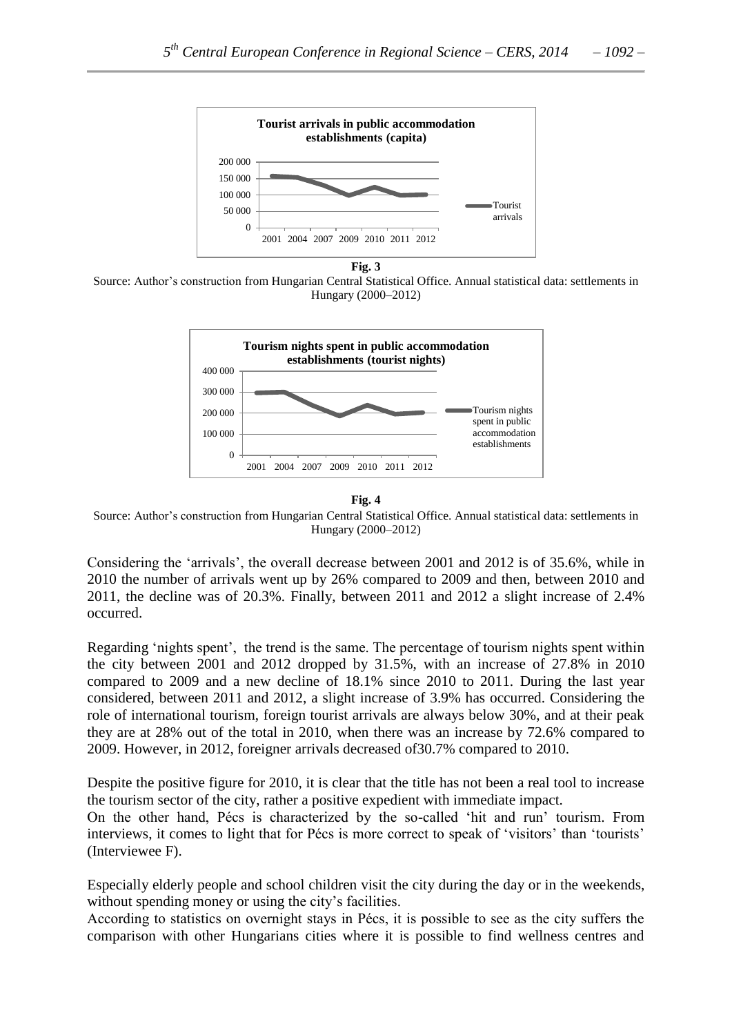**Fig. 3**

Source: Author's construction from Hungarian Central Statistical Office. Annual statistical data: settlements in Hungary (2000–2012)

**Fig. 4**

Source: Author's construction from Hungarian Central Statistical Office. Annual statistical data: settlements in Hungary (2000–2012)

Considering the 'arrivals', the overall decrease between 2001 and 2012 is of 35.6%, while in 2010 the number of arrivals went up by 26% compared to 2009 and then, between 2010 and 2011, the decline was of 20.3%. Finally, between 2011 and 2012 a slight increase of 2.4% occurred.

Regarding 'nights spent', the trend is the same. The percentage of tourism nights spent within the city between 2001 and 2012 dropped by 31.5%, with an increase of 27.8% in 2010 compared to 2009 and a new decline of 18.1% since 2010 to 2011. During the last year considered, between 2011 and 2012, a slight increase of 3.9% has occurred. Considering the role of international tourism, foreign tourist arrivals are always below 30%, and at their peak they are at 28% out of the total in 2010, when there was an increase by 72.6% compared to 2009. However, in 2012, foreigner arrivals decreased of30.7% compared to 2010.

Despite the positive figure for 2010, it is clear that the title has not been a real tool to increase the tourism sector of the city, rather a positive expedient with immediate impact.
On the other hand, Pécs is characterized by the so-called 'hit and run' tourism. From interviews, it comes to light that for Pécs is more correct to speak of 'visitors' than 'tourists' (Interviewee F).

Especially elderly people and school children visit the city during the day or in the weekends, without spending money or using the city's facilities.
According to statistics on overnight stays in Pécs, it is possible to see as the city suffers the comparison with other Hungarians cities where it is possible to find wellness centres and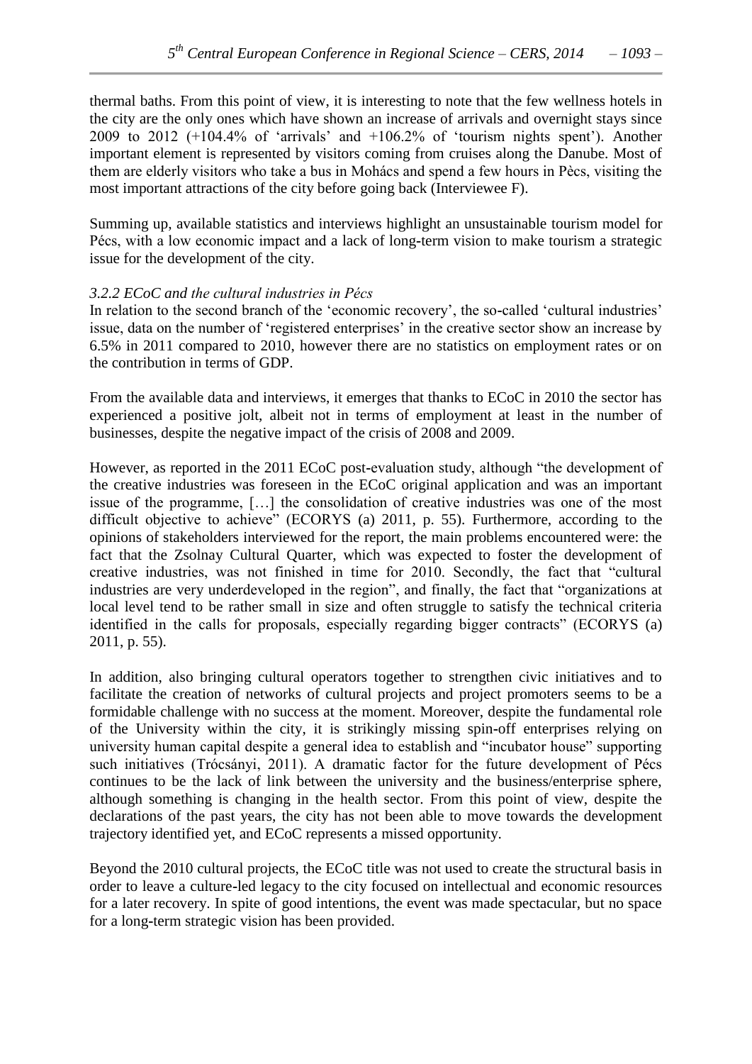thermal baths. From this point of view, it is interesting to note that the few wellness hotels in the city are the only ones which have shown an increase of arrivals and overnight stays since 2009 to 2012 (+104.4% of 'arrivals' and +106.2% of 'tourism nights spent'). Another important element is represented by visitors coming from cruises along the Danube. Most of them are elderly visitors who take a bus in Mohács and spend a few hours in Pècs, visiting the most important attractions of the city before going back (Interviewee F).

Summing up, available statistics and interviews highlight an unsustainable tourism model for Pécs, with a low economic impact and a lack of long-term vision to make tourism a strategic issue for the development of the city.

### *3.2.2 ECoC and the cultural industries in Pécs*

In relation to the second branch of the 'economic recovery', the so-called 'cultural industries' issue, data on the number of 'registered enterprises' in the creative sector show an increase by 6.5% in 2011 compared to 2010, however there are no statistics on employment rates or on the contribution in terms of GDP.

From the available data and interviews, it emerges that thanks to ECoC in 2010 the sector has experienced a positive jolt, albeit not in terms of employment at least in the number of businesses, despite the negative impact of the crisis of 2008 and 2009.

However, as reported in the 2011 ECoC post-evaluation study, although "the development of the creative industries was foreseen in the ECoC original application and was an important issue of the programme, […] the consolidation of creative industries was one of the most difficult objective to achieve" (ECORYS (a) 2011, p. 55). Furthermore, according to the opinions of stakeholders interviewed for the report, the main problems encountered were: the fact that the Zsolnay Cultural Quarter, which was expected to foster the development of creative industries, was not finished in time for 2010. Secondly, the fact that "cultural industries are very underdeveloped in the region", and finally, the fact that "organizations at local level tend to be rather small in size and often struggle to satisfy the technical criteria identified in the calls for proposals, especially regarding bigger contracts" (ECORYS (a) 2011, p. 55).

In addition, also bringing cultural operators together to strengthen civic initiatives and to facilitate the creation of networks of cultural projects and project promoters seems to be a formidable challenge with no success at the moment. Moreover, despite the fundamental role of the University within the city, it is strikingly missing spin-off enterprises relying on university human capital despite a general idea to establish and "incubator house" supporting such initiatives (Trócsányi, 2011). A dramatic factor for the future development of Pécs continues to be the lack of link between the university and the business/enterprise sphere, although something is changing in the health sector. From this point of view, despite the declarations of the past years, the city has not been able to move towards the development trajectory identified yet, and ECoC represents a missed opportunity.

Beyond the 2010 cultural projects, the ECoC title was not used to create the structural basis in order to leave a culture-led legacy to the city focused on intellectual and economic resources for a later recovery. In spite of good intentions, the event was made spectacular, but no space for a long-term strategic vision has been provided.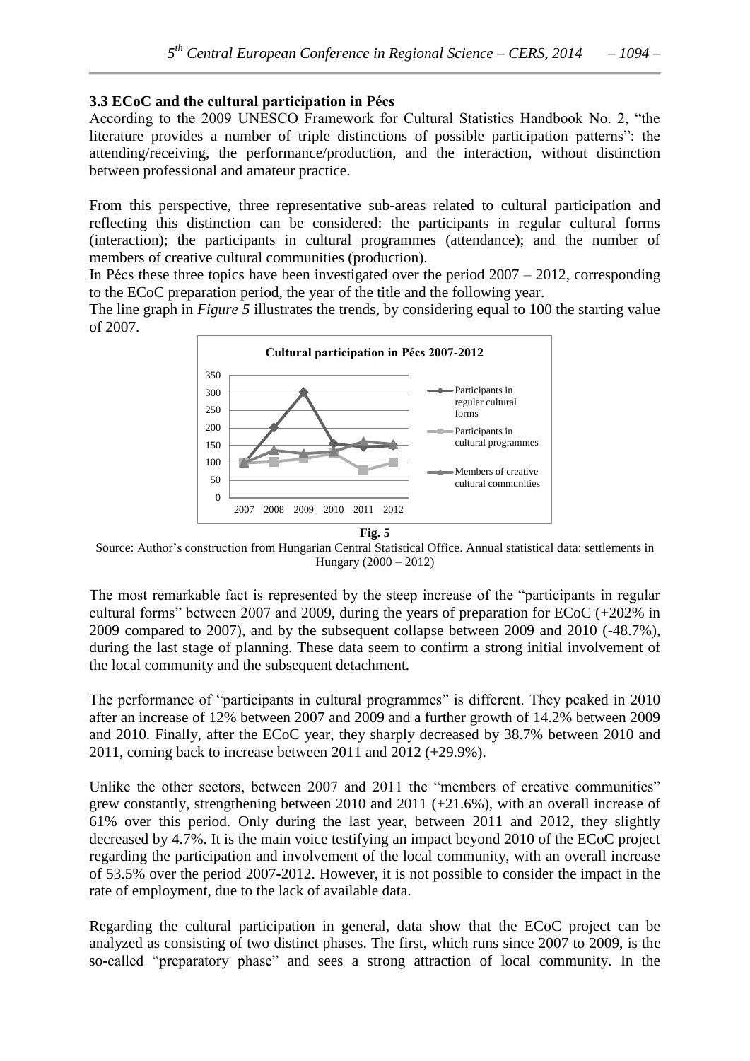### 3.3 ECoC and the cultural participation in Pécs

According to the 2009 UNESCO Framework for Cultural Statistics Handbook No. 2, "the literature provides a number of triple distinctions of possible participation patterns": the attending/receiving, the performance/production, and the interaction, without distinction between professional and amateur practice.

From this perspective, three representative sub-areas related to cultural participation and reflecting this distinction can be considered: the participants in regular cultural forms (interaction); the participants in cultural programmes (attendance); and the number of members of creative cultural communities (production).

In Pécs these three topics have been investigated over the period 2007 – 2012, corresponding to the ECoC preparation period, the year of the title and the following year.

The line graph in *Figure 5* illustrates the trends, by considering equal to 100 the starting value of 2007.

**Fig. 5**

Source: Author's construction from Hungarian Central Statistical Office. Annual statistical data: settlements in Hungary (2000 – 2012)

The most remarkable fact is represented by the steep increase of the "participants in regular cultural forms" between 2007 and 2009, during the years of preparation for ECoC (+202% in 2009 compared to 2007), and by the subsequent collapse between 2009 and 2010 (-48.7%), during the last stage of planning. These data seem to confirm a strong initial involvement of the local community and the subsequent detachment.

The performance of "participants in cultural programmes" is different. They peaked in 2010 after an increase of 12% between 2007 and 2009 and a further growth of 14.2% between 2009 and 2010. Finally, after the ECoC year, they sharply decreased by 38.7% between 2010 and 2011, coming back to increase between 2011 and 2012 (+29.9%).

Unlike the other sectors, between 2007 and 2011 the "members of creative communities" grew constantly, strengthening between 2010 and 2011 (+21.6%), with an overall increase of 61% over this period. Only during the last year, between 2011 and 2012, they slightly decreased by 4.7%. It is the main voice testifying an impact beyond 2010 of the ECoC project regarding the participation and involvement of the local community, with an overall increase of 53.5% over the period 2007-2012. However, it is not possible to consider the impact in the rate of employment, due to the lack of available data.

Regarding the cultural participation in general, data show that the ECoC project can be analyzed as consisting of two distinct phases. The first, which runs since 2007 to 2009, is the so-called "preparatory phase" and sees a strong attraction of local community. In the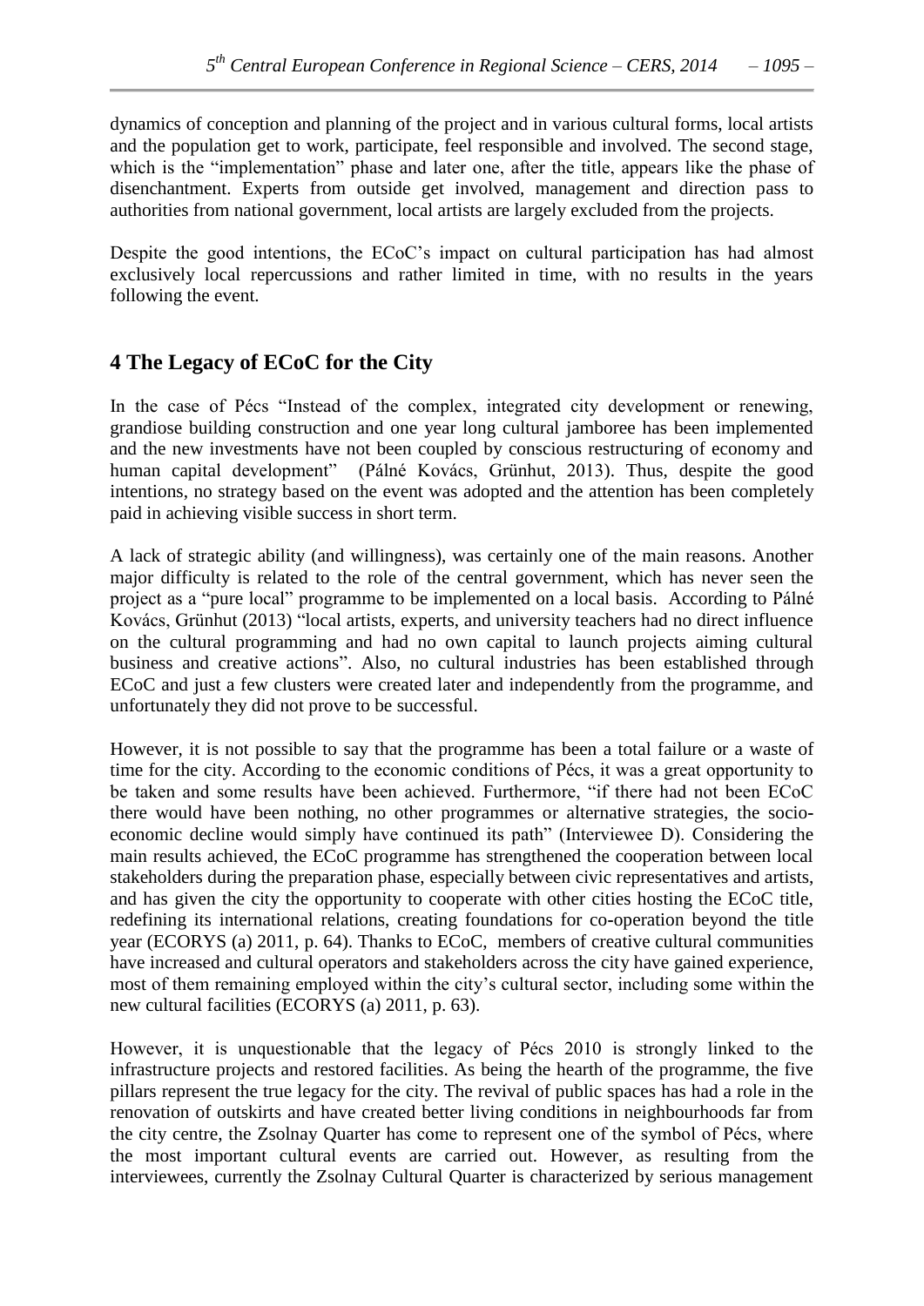dynamics of conception and planning of the project and in various cultural forms, local artists and the population get to work, participate, feel responsible and involved. The second stage, which is the "implementation" phase and later one, after the title, appears like the phase of disenchantment. Experts from outside get involved, management and direction pass to authorities from national government, local artists are largely excluded from the projects.

Despite the good intentions, the ECoC's impact on cultural participation has had almost exclusively local repercussions and rather limited in time, with no results in the years following the event.

## 4 The Legacy of ECoC for the City

In the case of Pécs "Instead of the complex, integrated city development or renewing, grandiose building construction and one year long cultural jamboree has been implemented and the new investments have not been coupled by conscious restructuring of economy and human capital development" (Pálné Kovács, Grünhut, 2013). Thus, despite the good intentions, no strategy based on the event was adopted and the attention has been completely paid in achieving visible success in short term.

A lack of strategic ability (and willingness), was certainly one of the main reasons. Another major difficulty is related to the role of the central government, which has never seen the project as a "pure local" programme to be implemented on a local basis. According to Pálné Kovács, Grünhut (2013) "local artists, experts, and university teachers had no direct influence on the cultural programming and had no own capital to launch projects aiming cultural business and creative actions". Also, no cultural industries has been established through ECoC and just a few clusters were created later and independently from the programme, and unfortunately they did not prove to be successful.

However, it is not possible to say that the programme has been a total failure or a waste of time for the city. According to the economic conditions of Pécs, it was a great opportunity to be taken and some results have been achieved. Furthermore, "if there had not been ECoC there would have been nothing, no other programmes or alternative strategies, the socio-economic decline would simply have continued its path" (Interviewee D). Considering the main results achieved, the ECoC programme has strengthened the cooperation between local stakeholders during the preparation phase, especially between civic representatives and artists, and has given the city the opportunity to cooperate with other cities hosting the ECoC title, redefining its international relations, creating foundations for co-operation beyond the title year (ECORYS (a) 2011, p. 64). Thanks to ECoC, members of creative cultural communities have increased and cultural operators and stakeholders across the city have gained experience, most of them remaining employed within the city's cultural sector, including some within the new cultural facilities (ECORYS (a) 2011, p. 63).

However, it is unquestionable that the legacy of Pécs 2010 is strongly linked to the infrastructure projects and restored facilities. As being the hearth of the programme, the five pillars represent the true legacy for the city. The revival of public spaces has had a role in the renovation of outskirts and have created better living conditions in neighbourhoods far from the city centre, the Zsolnay Quarter has come to represent one of the symbol of Pécs, where the most important cultural events are carried out. However, as resulting from the interviewees, currently the Zsolnay Cultural Quarter is characterized by serious management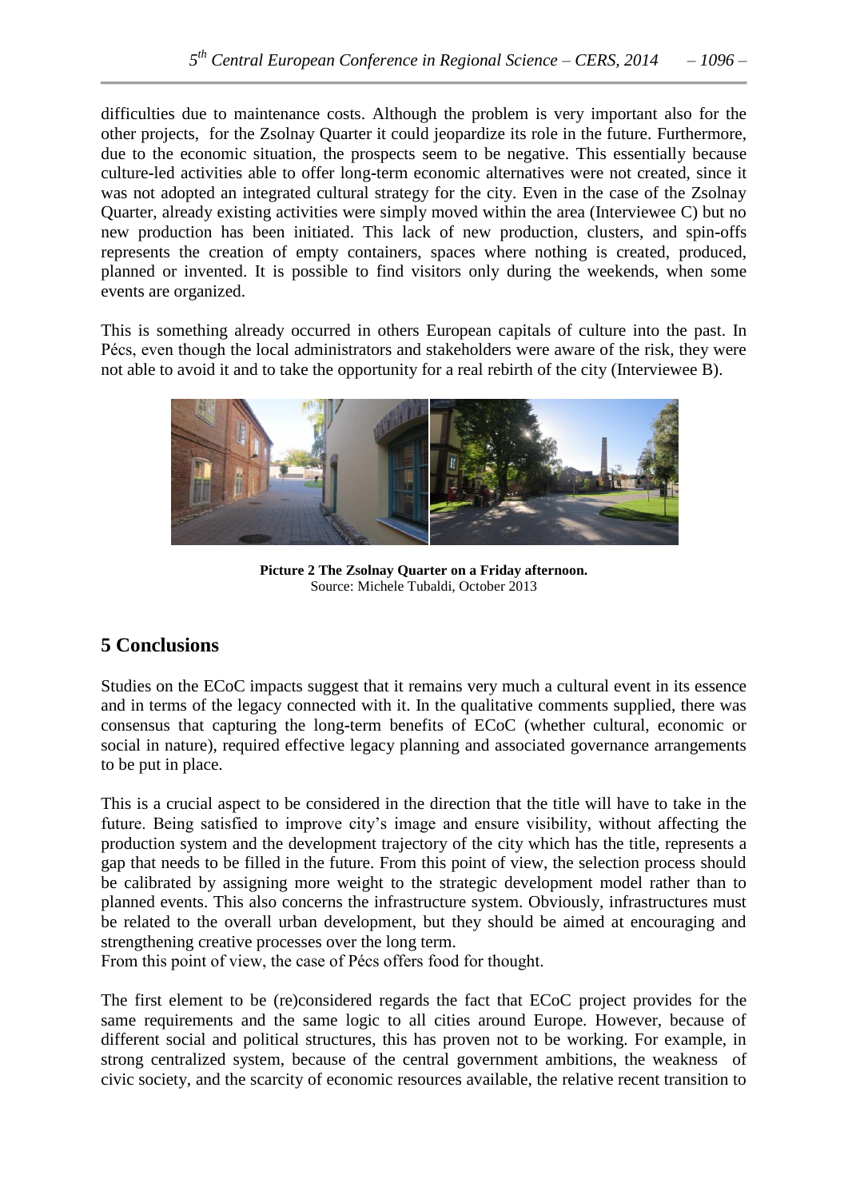difficulties due to maintenance costs. Although the problem is very important also for the other projects, for the Zsolnay Quarter it could jeopardize its role in the future. Furthermore, due to the economic situation, the prospects seem to be negative. This essentially because culture-led activities able to offer long-term economic alternatives were not created, since it was not adopted an integrated cultural strategy for the city. Even in the case of the Zsolnay Quarter, already existing activities were simply moved within the area (Interviewee C) but no new production has been initiated. This lack of new production, clusters, and spin-offs represents the creation of empty containers, spaces where nothing is created, produced, planned or invented. It is possible to find visitors only during the weekends, when some events are organized.

This is something already occurred in others European capitals of culture into the past. In Pécs, even though the local administrators and stakeholders were aware of the risk, they were not able to avoid it and to take the opportunity for a real rebirth of the city (Interviewee B).

**Picture 2 The Zsolnay Quarter on a Friday afternoon.**
Source: Michele Tubaldi, October 2013

## 5 Conclusions

Studies on the ECoC impacts suggest that it remains very much a cultural event in its essence and in terms of the legacy connected with it. In the qualitative comments supplied, there was consensus that capturing the long-term benefits of ECoC (whether cultural, economic or social in nature), required effective legacy planning and associated governance arrangements to be put in place.

This is a crucial aspect to be considered in the direction that the title will have to take in the future. Being satisfied to improve city's image and ensure visibility, without affecting the production system and the development trajectory of the city which has the title, represents a gap that needs to be filled in the future. From this point of view, the selection process should be calibrated by assigning more weight to the strategic development model rather than to planned events. This also concerns the infrastructure system. Obviously, infrastructures must be related to the overall urban development, but they should be aimed at encouraging and strengthening creative processes over the long term.
From this point of view, the case of Pécs offers food for thought.

The first element to be (re)considered regards the fact that ECoC project provides for the same requirements and the same logic to all cities around Europe. However, because of different social and political structures, this has proven not to be working. For example, in strong centralized system, because of the central government ambitions, the weakness of civic society, and the scarcity of economic resources available, the relative recent transition to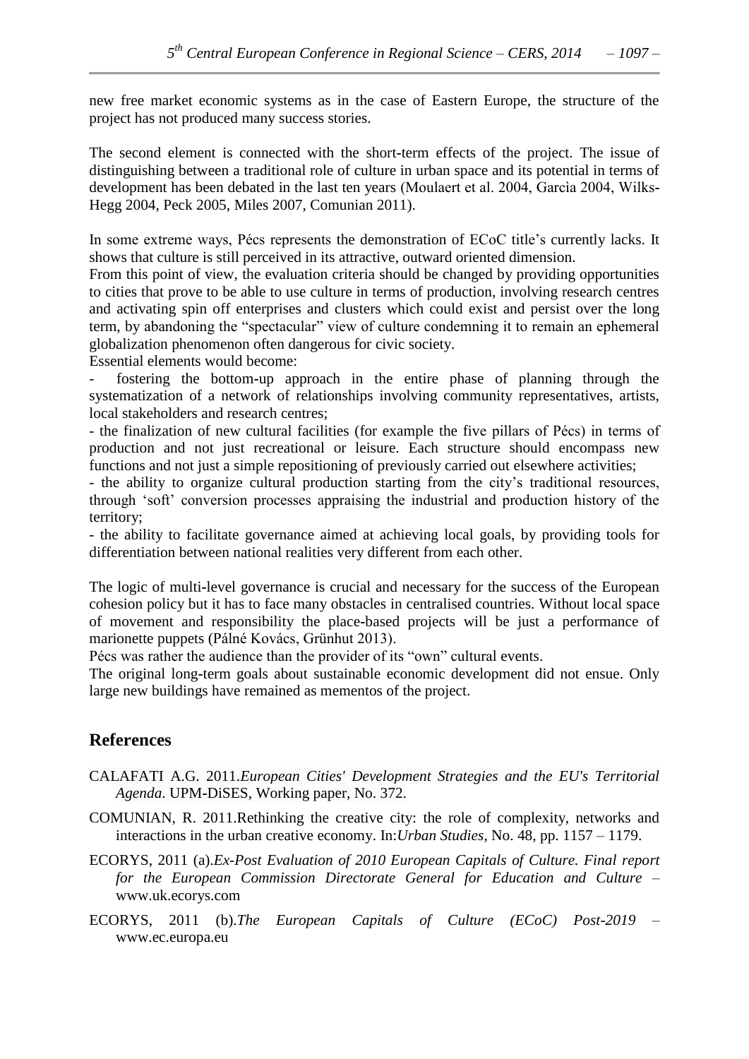new free market economic systems as in the case of Eastern Europe, the structure of the project has not produced many success stories.

The second element is connected with the short-term effects of the project. The issue of distinguishing between a traditional role of culture in urban space and its potential in terms of development has been debated in the last ten years (Moulaert et al. 2004, Garcìa 2004, Wilks-Hegg 2004, Peck 2005, Miles 2007, Comunian 2011).

In some extreme ways, Pécs represents the demonstration of ECoC title's currently lacks. It shows that culture is still perceived in its attractive, outward oriented dimension.
From this point of view, the evaluation criteria should be changed by providing opportunities to cities that prove to be able to use culture in terms of production, involving research centres and activating spin off enterprises and clusters which could exist and persist over the long term, by abandoning the "spectacular" view of culture condemning it to remain an ephemeral globalization phenomenon often dangerous for civic society.
Essential elements would become:

- fostering the bottom-up approach in the entire phase of planning through the systematization of a network of relationships involving community representatives, artists, local stakeholders and research centres;
- the finalization of new cultural facilities (for example the five pillars of Pécs) in terms of production and not just recreational or leisure. Each structure should encompass new functions and not just a simple repositioning of previously carried out elsewhere activities;
- the ability to organize cultural production starting from the city's traditional resources, through 'soft' conversion processes appraising the industrial and production history of the territory;
- the ability to facilitate governance aimed at achieving local goals, by providing tools for differentiation between national realities very different from each other.

The logic of multi-level governance is crucial and necessary for the success of the European cohesion policy but it has to face many obstacles in centralised countries. Without local space of movement and responsibility the place-based projects will be just a performance of marionette puppets (Pálné Kovács, Grünhut 2013).
Pécs was rather the audience than the provider of its "own" cultural events.
The original long-term goals about sustainable economic development did not ensue. Only large new buildings have remained as mementos of the project.

## References

CALAFATI A.G. 2011.*European Cities' Development Strategies and the EU's Territorial Agenda*. UPM-DiSES, Working paper, No. 372.

COMUNIAN, R. 2011.Rethinking the creative city: the role of complexity, networks and interactions in the urban creative economy. In:*Urban Studies*, No. 48, pp. 1157 – 1179.

ECORYS, 2011 (a).*Ex-Post Evaluation of 2010 European Capitals of Culture. Final report for the European Commission Directorate General for Education and Culture* – www.uk.ecorys.com

ECORYS, 2011 (b).*The European Capitals of Culture (ECoC) Post-2019* – www.ec.europa.eu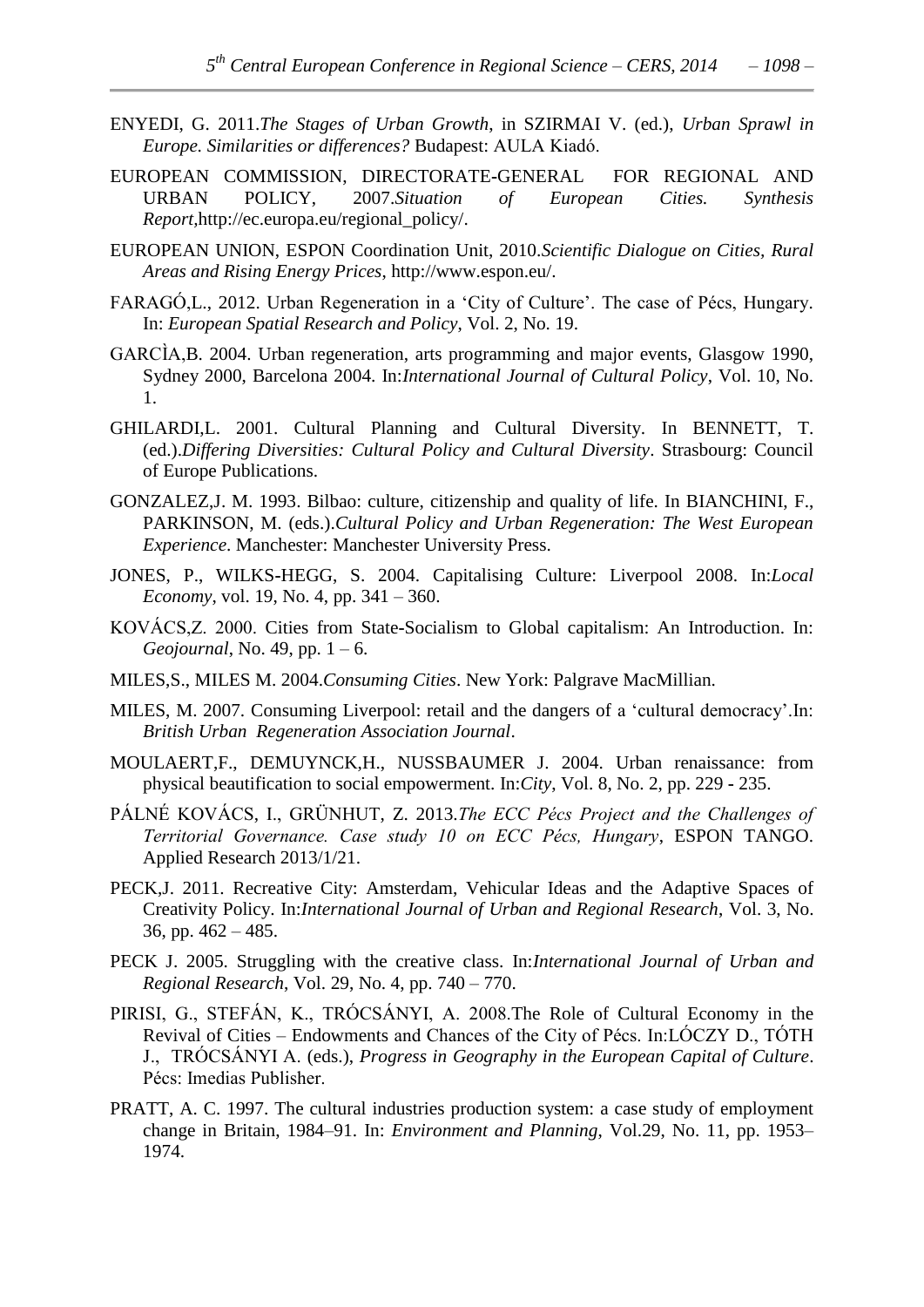ENYEDI, G. 2011.*The Stages of Urban Growth*, in SZIRMAI V. (ed.), *Urban Sprawl in Europe. Similarities or differences?* Budapest: AULA Kiadó.

EUROPEAN COMMISSION, DIRECTORATE-GENERAL FOR REGIONAL AND URBAN POLICY, 2007.*Situation of European Cities. Synthesis Report*,http://ec.europa.eu/regional_policy/.

EUROPEAN UNION, ESPON Coordination Unit, 2010.*Scientific Dialogue on Cities, Rural Areas and Rising Energy Prices*, http://www.espon.eu/.

FARAGÓ,L., 2012. Urban Regeneration in a 'City of Culture'. The case of Pécs, Hungary. In: *European Spatial Research and Policy*, Vol. 2, No. 19.

GARCÌA,B. 2004. Urban regeneration, arts programming and major events, Glasgow 1990, Sydney 2000, Barcelona 2004. In:*International Journal of Cultural Policy*, Vol. 10, No. 1.

GHILARDI,L. 2001. Cultural Planning and Cultural Diversity. In BENNETT, T. (ed.).*Differing Diversities: Cultural Policy and Cultural Diversity*. Strasbourg: Council of Europe Publications.

GONZALEZ,J. M. 1993. Bilbao: culture, citizenship and quality of life. In BIANCHINI, F., PARKINSON, M. (eds.).*Cultural Policy and Urban Regeneration: The West European Experience*. Manchester: Manchester University Press.

JONES, P., WILKS-HEGG, S. 2004. Capitalising Culture: Liverpool 2008. In:*Local Economy*, vol. 19, No. 4, pp. 341 – 360.

KOVÁCS,Z. 2000. Cities from State-Socialism to Global capitalism: An Introduction. In: *Geojournal*, No. 49, pp. 1 – 6.

MILES,S., MILES M. 2004.*Consuming Cities*. New York: Palgrave MacMillian.

MILES, M. 2007. Consuming Liverpool: retail and the dangers of a 'cultural democracy'.In: *British Urban Regeneration Association Journal*.

MOULAERT,F., DEMUYNCK,H., NUSSBAUMER J. 2004. Urban renaissance: from physical beautification to social empowerment. In:*City*, Vol. 8, No. 2, pp. 229 - 235.

PÁLNÉ KOVÁCS, I., GRÜNHUT, Z. 2013.*The ECC Pécs Project and the Challenges of Territorial Governance. Case study 10 on ECC Pécs, Hungary*, ESPON TANGO. Applied Research 2013/1/21.

PECK,J. 2011. Recreative City: Amsterdam, Vehicular Ideas and the Adaptive Spaces of Creativity Policy. In:*International Journal of Urban and Regional Research*, Vol. 3, No. 36, pp. 462 – 485.

PECK J. 2005. Struggling with the creative class. In:*International Journal of Urban and Regional Research*, Vol. 29, No. 4, pp. 740 – 770.

PIRISI, G., STEFÁN, K., TRÓCSÁNYI, A. 2008.The Role of Cultural Economy in the Revival of Cities – Endowments and Chances of the City of Pécs. In:LÓCZY D., TÓTH J., TRÓCSÁNYI A. (eds.), *Progress in Geography in the European Capital of Culture*. Pécs: Imedias Publisher.

PRATT, A. C. 1997. The cultural industries production system: a case study of employment change in Britain, 1984–91. In: *Environment and Planning*, Vol.29, No. 11, pp. 1953–1974.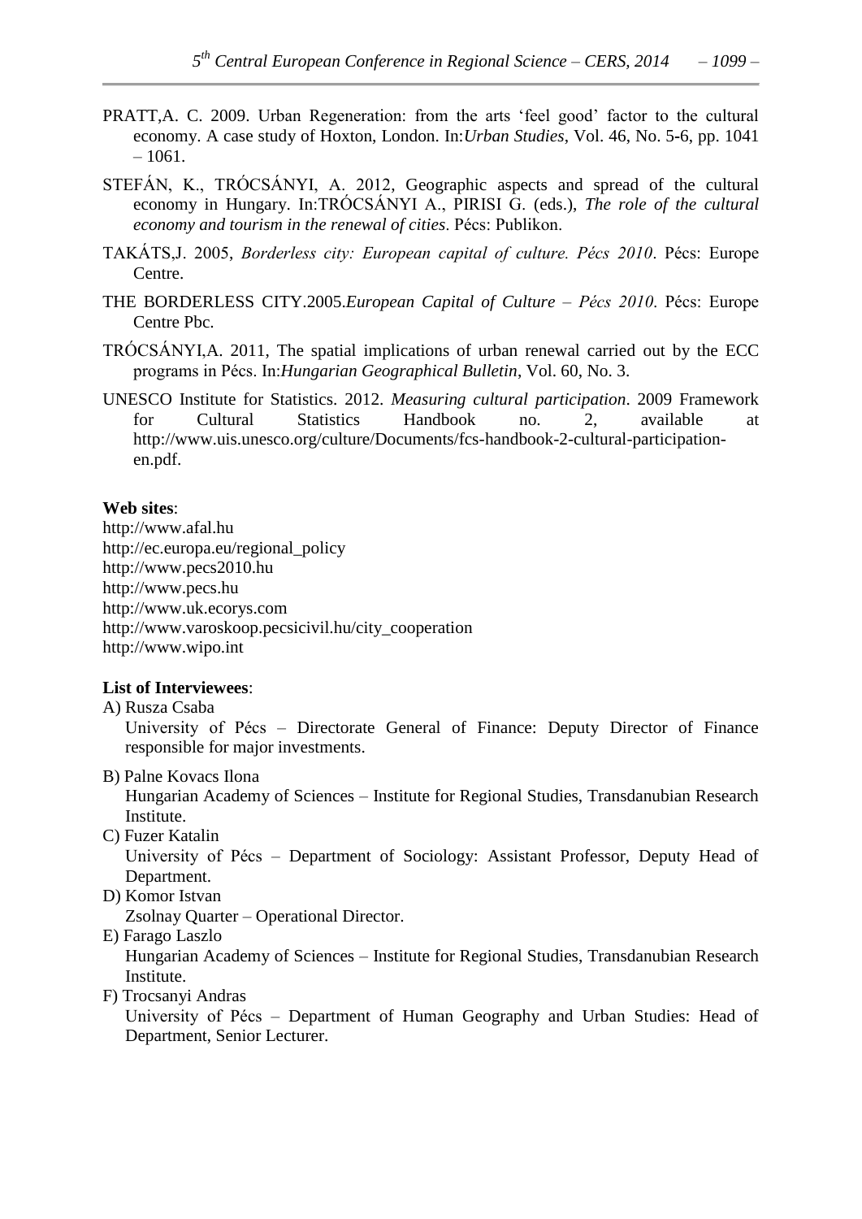PRATT,A. C. 2009. Urban Regeneration: from the arts 'feel good' factor to the cultural economy. A case study of Hoxton, London. In:*Urban Studies*, Vol. 46, No. 5-6, pp. 1041 – 1061.

STEFÁN, K., TRÓCSÁNYI, A. 2012, Geographic aspects and spread of the cultural economy in Hungary. In:TRÓCSÁNYI A., PIRISI G. (eds.), *The role of the cultural economy and tourism in the renewal of cities*. Pécs: Publikon.

TAKÁTS,J. 2005, *Borderless city: European capital of culture. Pécs 2010*. Pécs: Europe Centre.

THE BORDERLESS CITY.2005.*European Capital of Culture – Pécs 2010*. Pécs: Europe Centre Pbc.

TRÓCSÁNYI,A. 2011, The spatial implications of urban renewal carried out by the ECC programs in Pécs. In:*Hungarian Geographical Bulletin*, Vol. 60, No. 3.

UNESCO Institute for Statistics. 2012. *Measuring cultural participation*. 2009 Framework for Cultural Statistics Handbook no. 2, available at http://www.uis.unesco.org/culture/Documents/fcs-handbook-2-cultural-participation-en.pdf.

**Web sites**:

http://www.afal.hu
http://ec.europa.eu/regional_policy
http://www.pecs2010.hu
http://www.pecs.hu
http://www.uk.ecorys.com
http://www.varoskoop.pecsicivil.hu/city_cooperation
http://www.wipo.int

**List of Interviewees**:

A) Rusza Csaba
University of Pécs – Directorate General of Finance: Deputy Director of Finance responsible for major investments.

B) Palne Kovacs Ilona
Hungarian Academy of Sciences – Institute for Regional Studies, Transdanubian Research Institute.

C) Fuzer Katalin
University of Pécs – Department of Sociology: Assistant Professor, Deputy Head of Department.

D) Komor Istvan
Zsolnay Quarter – Operational Director.

E) Farago Laszlo
Hungarian Academy of Sciences – Institute for Regional Studies, Transdanubian Research Institute.

F) Trocsanyi Andras
University of Pécs – Department of Human Geography and Urban Studies: Head of Department, Senior Lecturer.